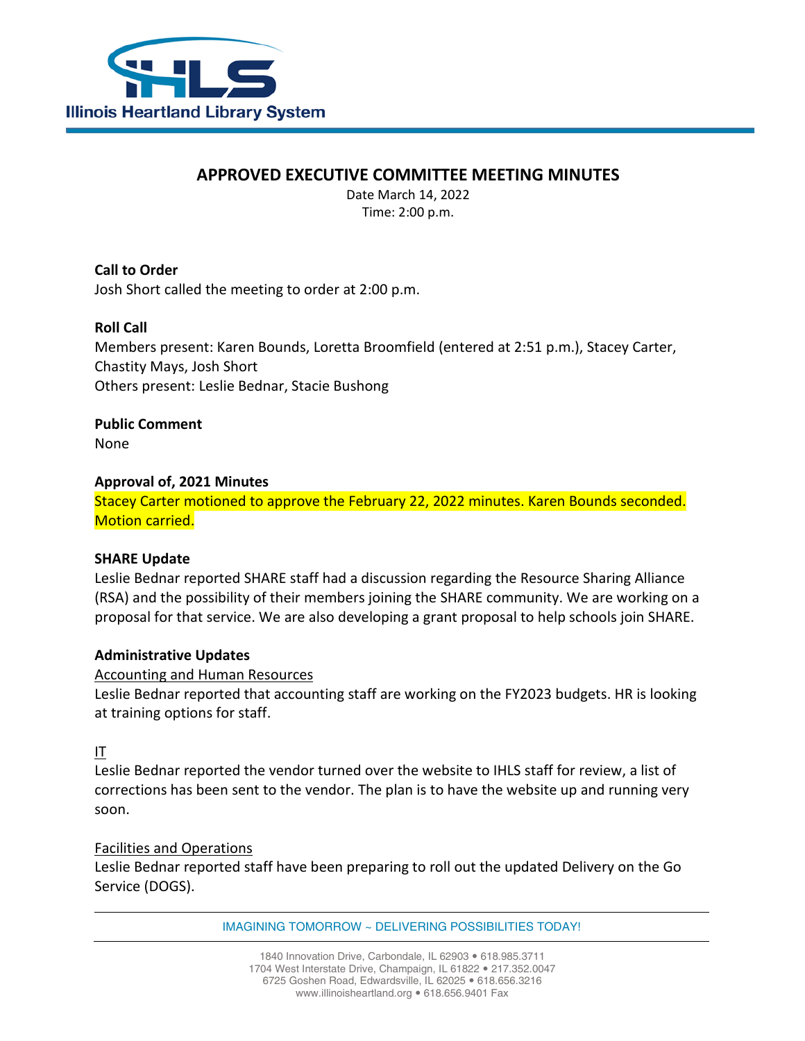Illinois Heartland Library System

# APPROVED EXECUTIVE COMMITTEE MEETING MINUTES

Date March 14, 2022
Time: 2:00 p.m.

**Call to Order**
Josh Short called the meeting to order at 2:00 p.m.

**Roll Call**
Members present: Karen Bounds, Loretta Broomfield (entered at 2:51 p.m.), Stacey Carter, Chastity Mays, Josh Short
Others present: Leslie Bednar, Stacie Bushong

**Public Comment**
None

**Approval of, 2021 Minutes**
Stacey Carter motioned to approve the February 22, 2022 minutes. Karen Bounds seconded. Motion carried.

**SHARE Update**
Leslie Bednar reported SHARE staff had a discussion regarding the Resource Sharing Alliance (RSA) and the possibility of their members joining the SHARE community. We are working on a proposal for that service. We are also developing a grant proposal to help schools join SHARE.

**Administrative Updates**

Accounting and Human Resources
Leslie Bednar reported that accounting staff are working on the FY2023 budgets. HR is looking at training options for staff.

IT
Leslie Bednar reported the vendor turned over the website to IHLS staff for review, a list of corrections has been sent to the vendor. The plan is to have the website up and running very soon.

Facilities and Operations
Leslie Bednar reported staff have been preparing to roll out the updated Delivery on the Go Service (DOGS).

IMAGINING TOMORROW ~ DELIVERING POSSIBILITIES TODAY!

1840 Innovation Drive, Carbondale, IL 62903 • 618.985.3711
1704 West Interstate Drive, Champaign, IL 61822 • 217.352.0047
6725 Goshen Road, Edwardsville, IL 62025 • 618.656.3216
www.illinoisheartland.org • 618.656.9401 Fax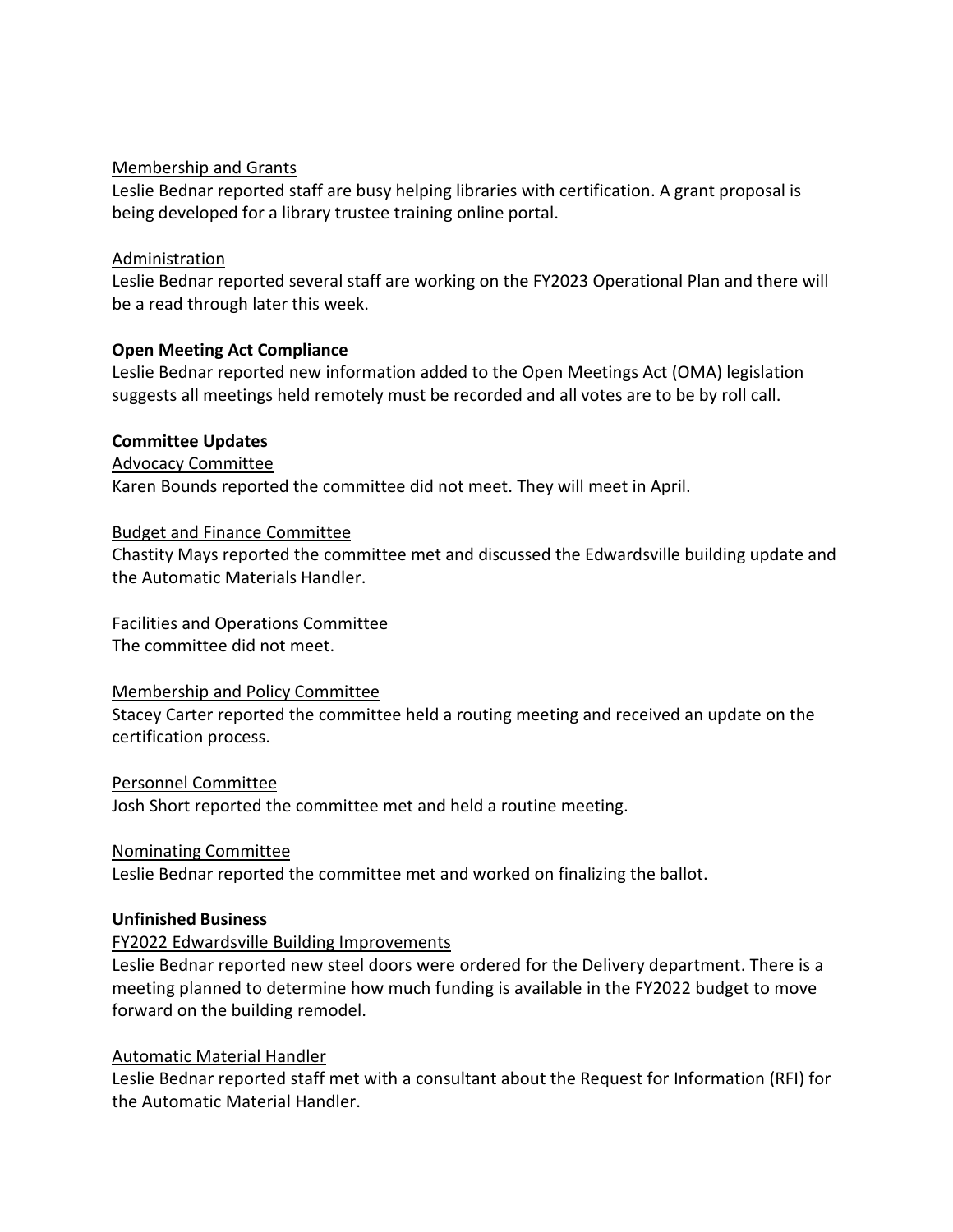Membership and Grants

Leslie Bednar reported staff are busy helping libraries with certification. A grant proposal is being developed for a library trustee training online portal.

Administration

Leslie Bednar reported several staff are working on the FY2023 Operational Plan and there will be a read through later this week.

**Open Meeting Act Compliance**

Leslie Bednar reported new information added to the Open Meetings Act (OMA) legislation suggests all meetings held remotely must be recorded and all votes are to be by roll call.

**Committee Updates**

Advocacy Committee

Karen Bounds reported the committee did not meet. They will meet in April.

Budget and Finance Committee

Chastity Mays reported the committee met and discussed the Edwardsville building update and the Automatic Materials Handler.

Facilities and Operations Committee

The committee did not meet.

Membership and Policy Committee

Stacey Carter reported the committee held a routing meeting and received an update on the certification process.

Personnel Committee

Josh Short reported the committee met and held a routine meeting.

Nominating Committee

Leslie Bednar reported the committee met and worked on finalizing the ballot.

**Unfinished Business**

FY2022 Edwardsville Building Improvements

Leslie Bednar reported new steel doors were ordered for the Delivery department. There is a meeting planned to determine how much funding is available in the FY2022 budget to move forward on the building remodel.

Automatic Material Handler

Leslie Bednar reported staff met with a consultant about the Request for Information (RFI) for the Automatic Material Handler.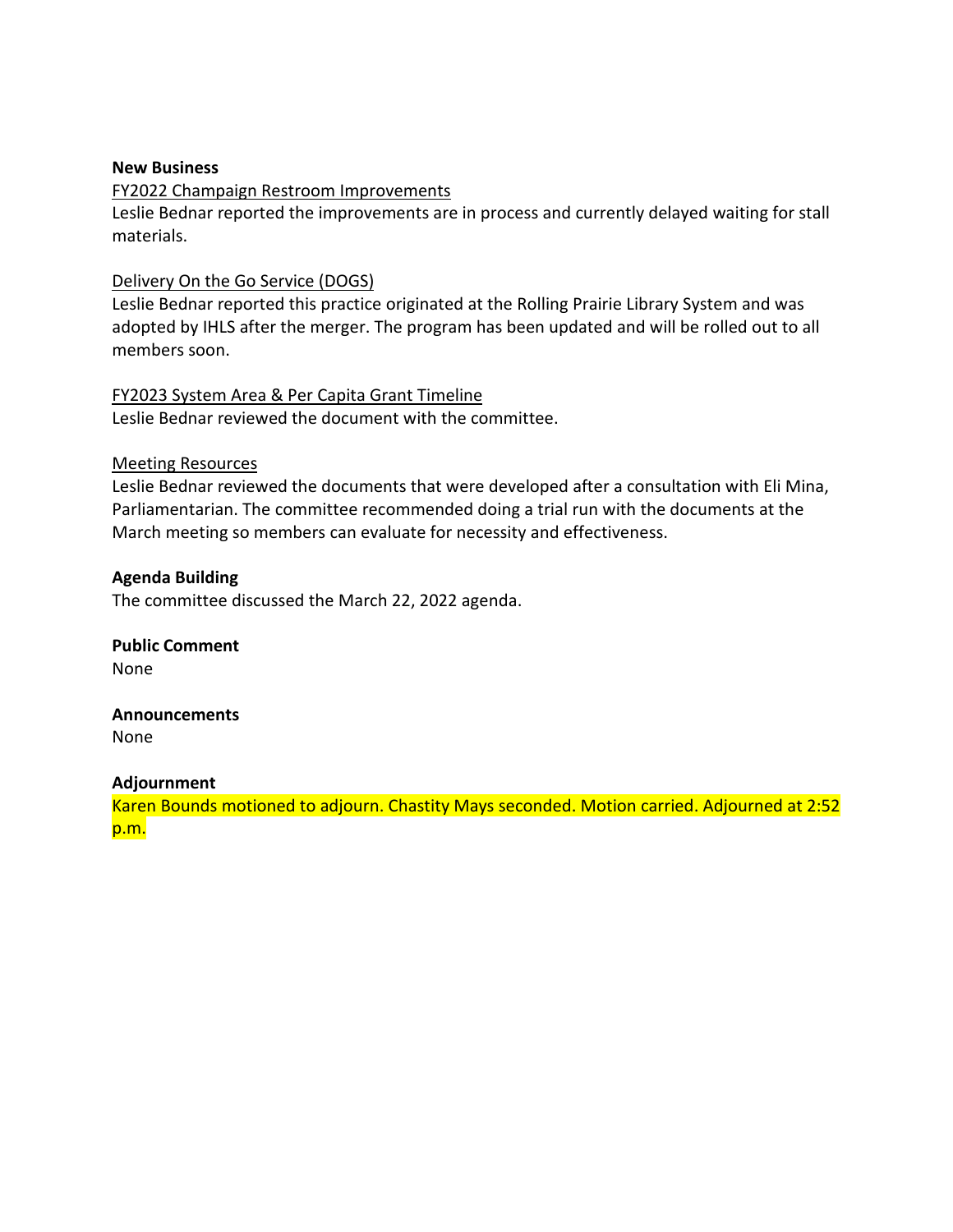**New Business**

FY2022 Champaign Restroom Improvements

Leslie Bednar reported the improvements are in process and currently delayed waiting for stall materials.

Delivery On the Go Service (DOGS)

Leslie Bednar reported this practice originated at the Rolling Prairie Library System and was adopted by IHLS after the merger. The program has been updated and will be rolled out to all members soon.

FY2023 System Area & Per Capita Grant Timeline

Leslie Bednar reviewed the document with the committee.

Meeting Resources

Leslie Bednar reviewed the documents that were developed after a consultation with Eli Mina, Parliamentarian. The committee recommended doing a trial run with the documents at the March meeting so members can evaluate for necessity and effectiveness.

**Agenda Building**

The committee discussed the March 22, 2022 agenda.

**Public Comment**

None

**Announcements**

None

**Adjournment**

Karen Bounds motioned to adjourn. Chastity Mays seconded. Motion carried. Adjourned at 2:52 p.m.